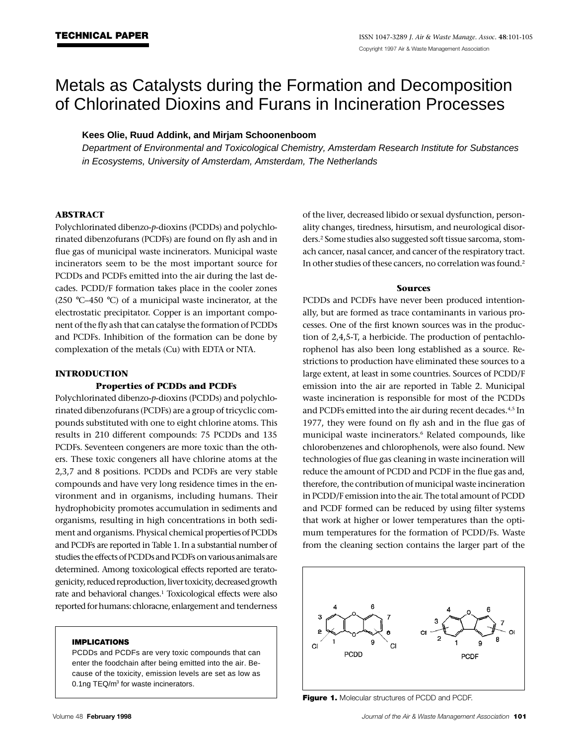TECHNICAL PAPER

# Metals as Catalysts during the Formation and Decomposition of Chlorinated Dioxins and Furans in Incineration Processes

**Kees Olie, Ruud Addink, and Mirjam Schoonenboom**

*Department of Environmental and Toxicological Chemistry, Amsterdam Research Institute for Substances in Ecosystems, University of Amsterdam, Amsterdam, The Netherlands*

## ABSTRACT

Polychlorinated dibenzo-*p*-dioxins (PCDDs) and polychlorinated dibenzofurans (PCDFs) are found on fly ash and in flue gas of municipal waste incinerators. Municipal waste incinerators seem to be the most important source for PCDDs and PCDFs emitted into the air during the last decades. PCDD/F formation takes place in the cooler zones (250 °C–450 °C) of a municipal waste incinerator, at the electrostatic precipitator. Copper is an important component of the fly ash that can catalyse the formation of PCDDs and PCDFs. Inhibition of the formation can be done by complexation of the metals (Cu) with EDTA or NTA.

## INTRODUCTION

### Properties of PCDDs and PCDFs

Polychlorinated dibenzo-*p*-dioxins (PCDDs) and polychlorinated dibenzofurans (PCDFs) are a group of tricyclic compounds substituted with one to eight chlorine atoms. This results in 210 different compounds: 75 PCDDs and 135 PCDFs. Seventeen congeners are more toxic than the others. These toxic congeners all have chlorine atoms at the 2,3,7 and 8 positions. PCDDs and PCDFs are very stable compounds and have very long residence times in the environment and in organisms, including humans. Their hydrophobicity promotes accumulation in sediments and organisms, resulting in high concentrations in both sediment and organisms. Physical chemical properties of PCDDs and PCDFs are reported in Table 1. In a substantial number of studies the effects of PCDDs and PCDFs on various animals are determined. Among toxicological effects reported are teratogenicity, reduced reproduction, liver toxicity, decreased growth rate and behavioral changes.[1] Toxicological effects were also reported for humans: chloracne, enlargement and tenderness of the liver, decreased libido or sexual dysfunction, personality changes, tiredness, hirsutism, and neurological disorders.[2] Some studies also suggested soft tissue sarcoma, stomach cancer, nasal cancer, and cancer of the respiratory tract. In other studies of these cancers, no correlation was found.[2]

**IMPLICATIONS**

PCDDs and PCDFs are very toxic compounds that can enter the foodchain after being emitted into the air. Because of the toxicity, emission levels are set as low as 0.1ng TEQ/m$^3$ for waste incinerators.

### Sources

PCDDs and PCDFs have never been produced intentionally, but are formed as trace contaminants in various processes. One of the first known sources was in the production of 2,4,5-T, a herbicide. The production of pentachlorophenol has also been long established as a source. Restrictions to production have eliminated these sources to a large extent, at least in some countries. Sources of PCDD/F emission into the air are reported in Table 2. Municipal waste incineration is responsible for most of the PCDDs and PCDFs emitted into the air during recent decades.[4,5] In 1977, they were found on fly ash and in the flue gas of municipal waste incinerators.[6] Related compounds, like chlorobenzenes and chlorophenols, were also found. New technologies of flue gas cleaning in waste incineration will reduce the amount of PCDD and PCDF in the flue gas and, therefore, the contribution of municipal waste incineration in PCDD/F emission into the air. The total amount of PCDD and PCDF formed can be reduced by using filter systems that work at higher or lower temperatures than the optimum temperatures for the formation of PCDD/Fs. Waste from the cleaning section contains the larger part of the

**Figure 1.** Molecular structures of PCDD and PCDF.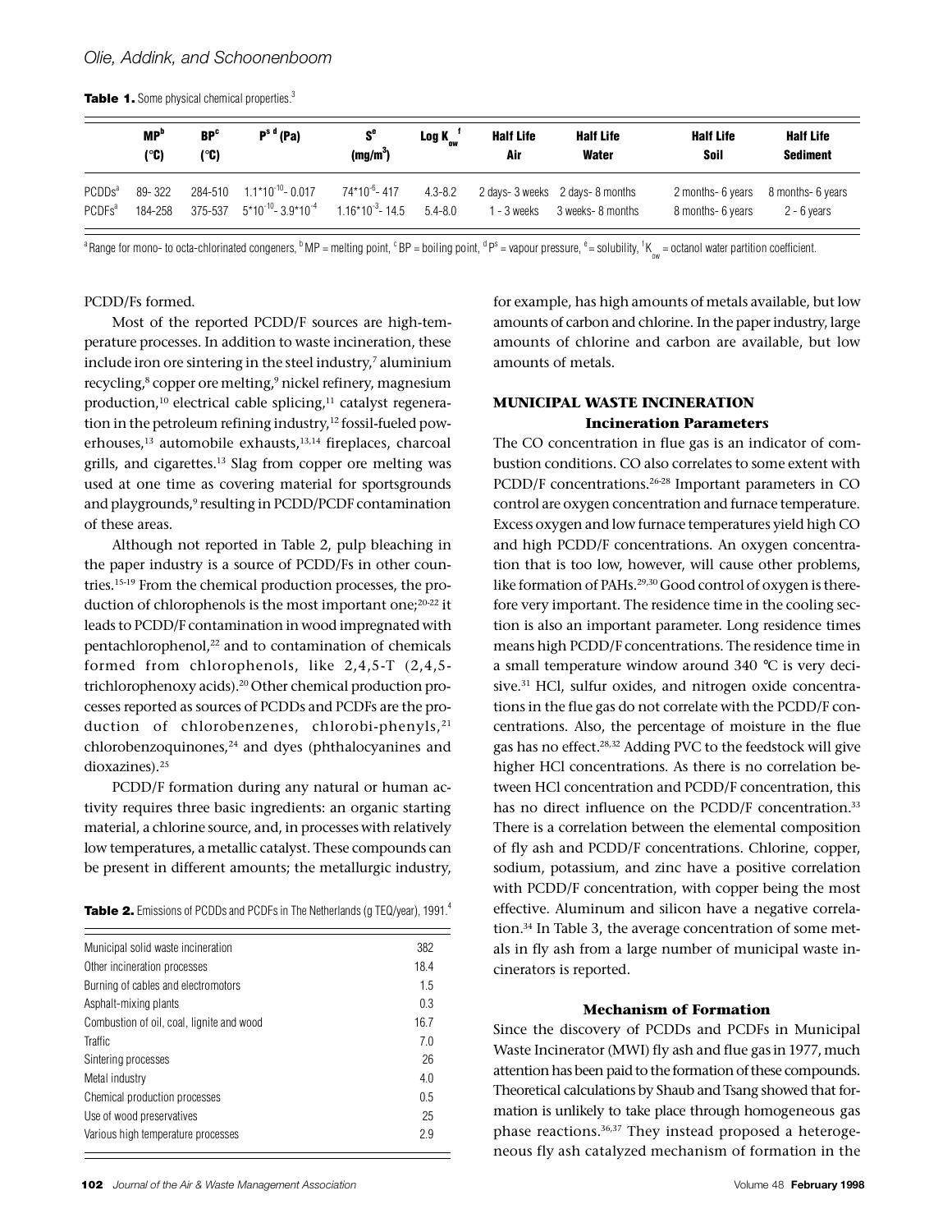**Table 1.** Some physical chemical properties.[3]

| | MP[b] (°C) | BP[c] (°C) | $P^{s}$ [d] (Pa) | S[e] ($mg/m^3$) | Log $K_{ow}$ [f] | Half Life Air | Half Life Water | Half Life Soil | Half Life Sediment |
|---|---|---|---|---|---|---|---|---|---|
| PCDDs[a] | 89- 322 | 284-510 | $1.1*10^{-10}$- 0.017 | $74*10^{-6}$- 417 | 4.3-8.2 | 2 days- 3 weeks | 2 days- 8 months | 2 months- 6 years | 8 months- 6 years |
| PCDFs[a] | 184-258 | 375-537 | $5*10^{-10}$- $3.9*10^{-4}$ | $1.16*10^{-3}$- 14.5 | 5.4-8.0 | 1 - 3 weeks | 3 weeks- 8 months | 8 months- 6 years | 2 - 6 years |

[a] Range for mono- to octa-chlorinated congeners, [b] MP = melting point, [c] BP = boiling point, [d] $P^s$ = vapour pressure, [e] = solubility, [f] $K_{ow}$ = octanol water partition coefficient.

PCDD/Fs formed.

Most of the reported PCDD/F sources are high-temperature processes. In addition to waste incineration, these include iron ore sintering in the steel industry,[7] aluminium recycling,[8] copper ore melting,[9] nickel refinery, magnesium production,[10] electrical cable splicing,[11] catalyst regeneration in the petroleum refining industry,[12] fossil-fueled powerhouses,[13] automobile exhausts,[13,14] fireplaces, charcoal grills, and cigarettes.[13] Slag from copper ore melting was used at one time as covering material for sportsgrounds and playgrounds,[9] resulting in PCDD/PCDF contamination of these areas.

Although not reported in Table 2, pulp bleaching in the paper industry is a source of PCDD/Fs in other countries.[15-19] From the chemical production processes, the production of chlorophenols is the most important one;[20-22] it leads to PCDD/F contamination in wood impregnated with pentachlorophenol,[22] and to contamination of chemicals formed from chlorophenols, like 2,4,5-T (2,4,5-trichlorophenoxy acids).[20] Other chemical production processes reported as sources of PCDDs and PCDFs are the production of chlorobenzenes, chlorobi-phenyls,[21] chlorobenzoquinones,[24] and dyes (phthalocyanines and dioxazines).[25]

PCDD/F formation during any natural or human activity requires three basic ingredients: an organic starting material, a chlorine source, and, in processes with relatively low temperatures, a metallic catalyst. These compounds can be present in different amounts; the metallurgic industry, for example, has high amounts of metals available, but low amounts of carbon and chlorine. In the paper industry, large amounts of chlorine and carbon are available, but low amounts of metals.

**Table 2.** Emissions of PCDDs and PCDFs in The Netherlands (g TEQ/year), 1991.[4]

| Source | g TEQ/year |
|---|---|
| Municipal solid waste incineration | 382 |
| Other incineration processes | 18.4 |
| Burning of cables and electromotors | 1.5 |
| Asphalt-mixing plants | 0.3 |
| Combustion of oil, coal, lignite and wood | 16.7 |
| Traffic | 7.0 |
| Sintering processes | 26 |
| Metal industry | 4.0 |
| Chemical production processes | 0.5 |
| Use of wood preservatives | 25 |
| Various high temperature processes | 2.9 |

## MUNICIPAL WASTE INCINERATION

### Incineration Parameters

The CO concentration in flue gas is an indicator of combustion conditions. CO also correlates to some extent with PCDD/F concentrations.[26-28] Important parameters in CO control are oxygen concentration and furnace temperature. Excess oxygen and low furnace temperatures yield high CO and high PCDD/F concentrations. An oxygen concentration that is too low, however, will cause other problems, like formation of PAHs.[29,30] Good control of oxygen is therefore very important. The residence time in the cooling section is also an important parameter. Long residence times means high PCDD/F concentrations. The residence time in a small temperature window around 340 °C is very decisive.[31] HCl, sulfur oxides, and nitrogen oxide concentrations in the flue gas do not correlate with the PCDD/F concentrations. Also, the percentage of moisture in the flue gas has no effect.[28,32] Adding PVC to the feedstock will give higher HCl concentrations. As there is no correlation between HCl concentration and PCDD/F concentration, this has no direct influence on the PCDD/F concentration.[33] There is a correlation between the elemental composition of fly ash and PCDD/F concentrations. Chlorine, copper, sodium, potassium, and zinc have a positive correlation with PCDD/F concentration, with copper being the most effective. Aluminum and silicon have a negative correlation.[34] In Table 3, the average concentration of some metals in fly ash from a large number of municipal waste incinerators is reported.

### Mechanism of Formation

Since the discovery of PCDDs and PCDFs in Municipal Waste Incinerator (MWI) fly ash and flue gas in 1977, much attention has been paid to the formation of these compounds. Theoretical calculations by Shaub and Tsang showed that formation is unlikely to take place through homogeneous gas phase reactions.[36,37] They instead proposed a heterogeneous fly ash catalyzed mechanism of formation in the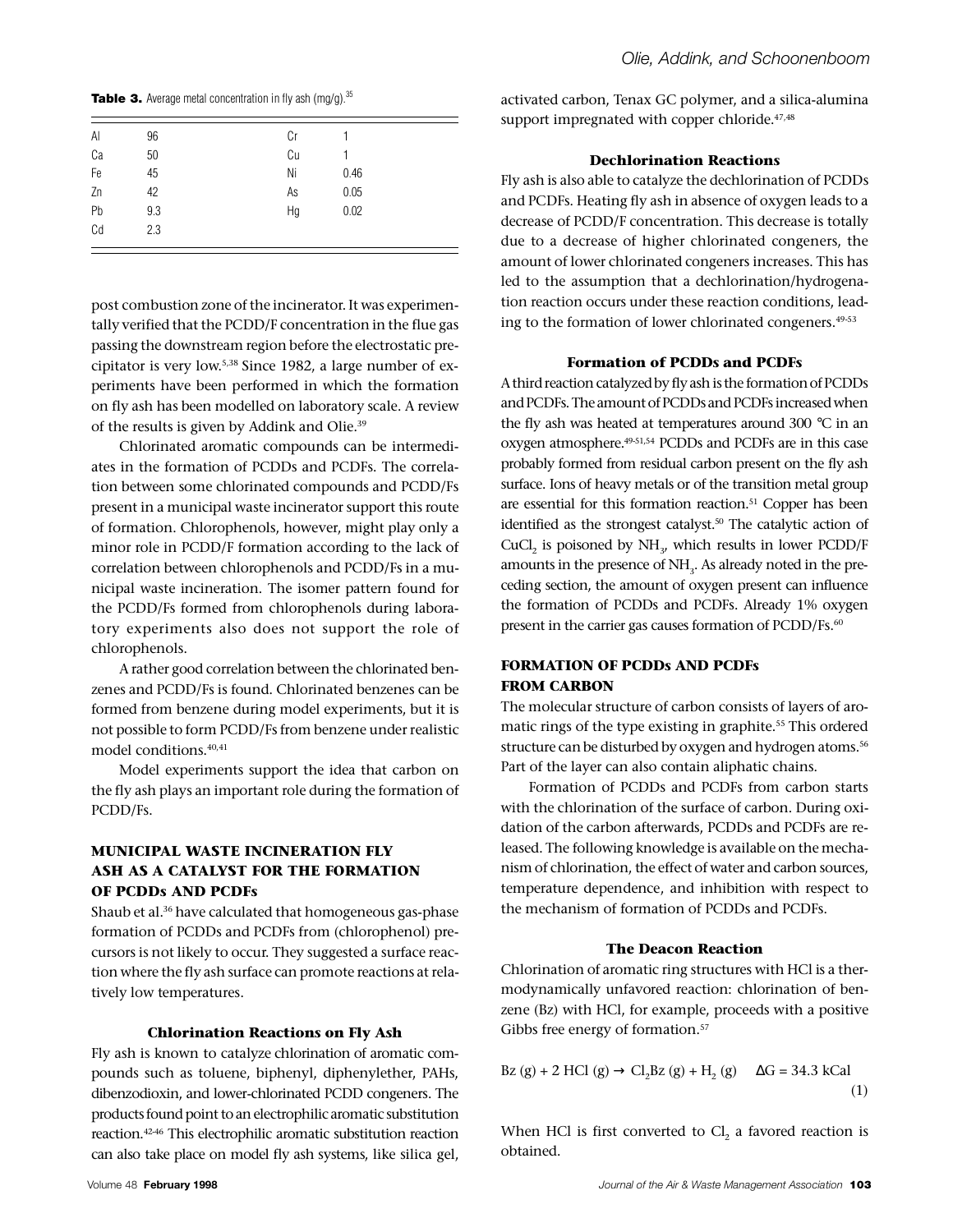**Table 3.** Average metal concentration in fly ash (mg/g).[35]

| | | | |
|---|---|---|---|
| Al | 96 | Cr | 1 |
| Ca | 50 | Cu | 1 |
| Fe | 45 | Ni | 0.46 |
| Zn | 42 | As | 0.05 |
| Pb | 9.3 | Hg | 0.02 |
| Cd | 2.3 | | |

post combustion zone of the incinerator. It was experimentally verified that the PCDD/F concentration in the flue gas passing the downstream region before the electrostatic precipitator is very low.[5,38] Since 1982, a large number of experiments have been performed in which the formation on fly ash has been modelled on laboratory scale. A review of the results is given by Addink and Olie.[39]

Chlorinated aromatic compounds can be intermediates in the formation of PCDDs and PCDFs. The correlation between some chlorinated compounds and PCDD/Fs present in a municipal waste incinerator support this route of formation. Chlorophenols, however, might play only a minor role in PCDD/F formation according to the lack of correlation between chlorophenols and PCDD/Fs in a municipal waste incineration. The isomer pattern found for the PCDD/Fs formed from chlorophenols during laboratory experiments also does not support the role of chlorophenols.

A rather good correlation between the chlorinated benzenes and PCDD/Fs is found. Chlorinated benzenes can be formed from benzene during model experiments, but it is not possible to form PCDD/Fs from benzene under realistic model conditions.[40,41]

Model experiments support the idea that carbon on the fly ash plays an important role during the formation of PCDD/Fs.

## MUNICIPAL WASTE INCINERATION FLY ASH AS A CATALYST FOR THE FORMATION OF PCDDs AND PCDFs

Shaub et al.[36] have calculated that homogeneous gas-phase formation of PCDDs and PCDFs from (chlorophenol) precursors is not likely to occur. They suggested a surface reaction where the fly ash surface can promote reactions at relatively low temperatures.

### Chlorination Reactions on Fly Ash

Fly ash is known to catalyze chlorination of aromatic compounds such as toluene, biphenyl, diphenylether, PAHs, dibenzodioxin, and lower-chlorinated PCDD congeners. The products found point to an electrophilic aromatic substitution reaction.[42-46] This electrophilic aromatic substitution reaction can also take place on model fly ash systems, like silica gel, activated carbon, Tenax GC polymer, and a silica-alumina support impregnated with copper chloride.[47,48]

### Dechlorination Reactions

Fly ash is also able to catalyze the dechlorination of PCDDs and PCDFs. Heating fly ash in absence of oxygen leads to a decrease of PCDD/F concentration. This decrease is totally due to a decrease of higher chlorinated congeners, the amount of lower chlorinated congeners increases. This has led to the assumption that a dechlorination/hydrogenation reaction occurs under these reaction conditions, leading to the formation of lower chlorinated congeners.[49-53]

### Formation of PCDDs and PCDFs

A third reaction catalyzed by fly ash is the formation of PCDDs and PCDFs. The amount of PCDDs and PCDFs increased when the fly ash was heated at temperatures around 300 °C in an oxygen atmosphere.[49-51,54] PCDDs and PCDFs are in this case probably formed from residual carbon present on the fly ash surface. Ions of heavy metals or of the transition metal group are essential for this formation reaction.[51] Copper has been identified as the strongest catalyst.[50] The catalytic action of $CuCl_2$ is poisoned by $NH_3$, which results in lower PCDD/F amounts in the presence of $NH_3$. As already noted in the preceding section, the amount of oxygen present can influence the formation of PCDDs and PCDFs. Already 1% oxygen present in the carrier gas causes formation of PCDD/Fs.[60]

## FORMATION OF PCDDs AND PCDFs FROM CARBON

The molecular structure of carbon consists of layers of aromatic rings of the type existing in graphite.[55] This ordered structure can be disturbed by oxygen and hydrogen atoms.[56] Part of the layer can also contain aliphatic chains.

Formation of PCDDs and PCDFs from carbon starts with the chlorination of the surface of carbon. During oxidation of the carbon afterwards, PCDDs and PCDFs are released. The following knowledge is available on the mechanism of chlorination, the effect of water and carbon sources, temperature dependence, and inhibition with respect to the mechanism of formation of PCDDs and PCDFs.

### The Deacon Reaction

Chlorination of aromatic ring structures with HCl is a thermodynamically unfavored reaction: chlorination of benzene (Bz) with HCl, for example, proceeds with a positive Gibbs free energy of formation.[57]

$$Bz\,(g) + 2\,HCl\,(g) \rightarrow Cl_2Bz\,(g) + H_2\,(g) \quad \Delta G = 34.3 \text{ kCal} \tag{1}$$

When HCl is first converted to $Cl_2$ a favored reaction is obtained.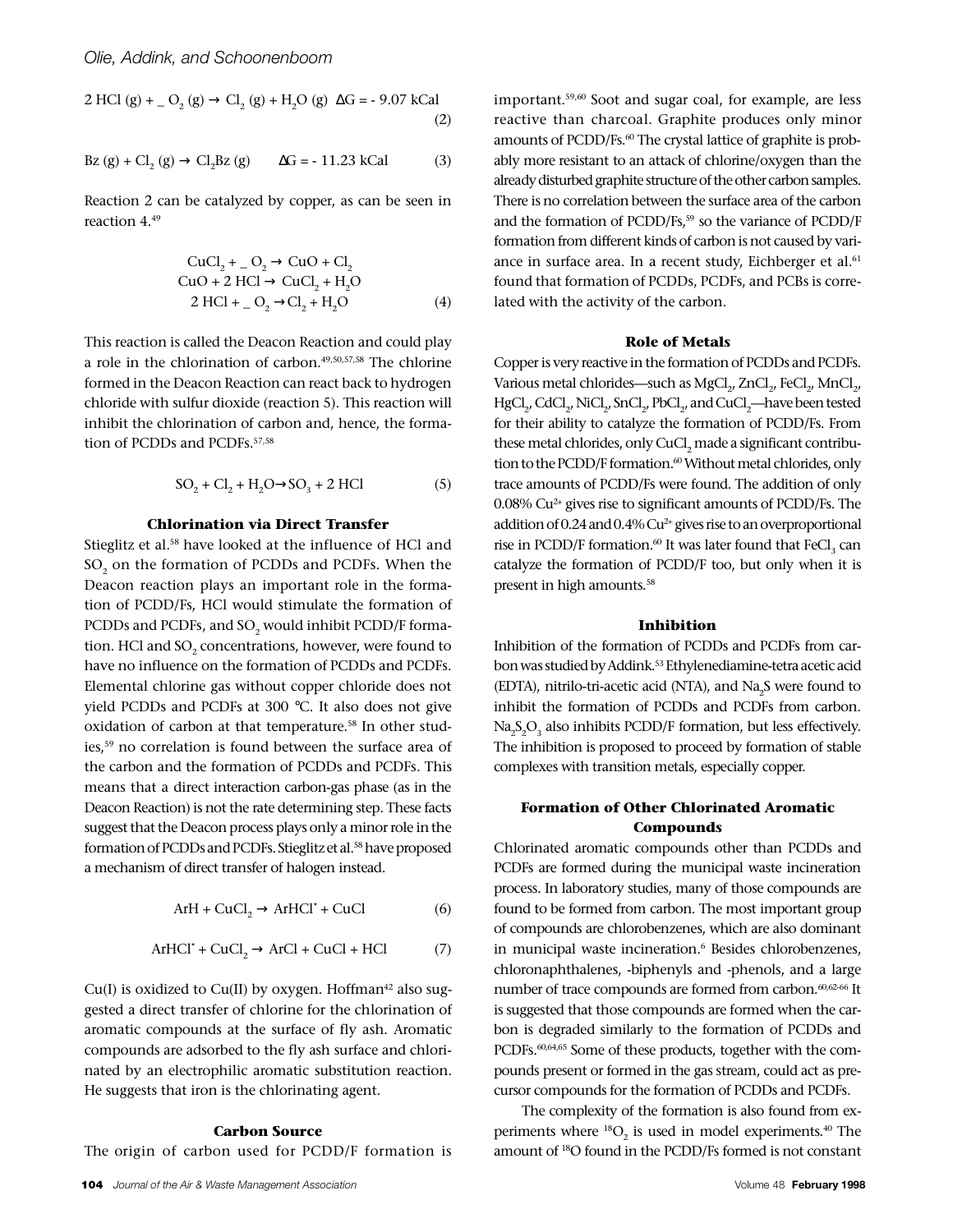$$2\ HCl\ (g) + \_\ O_2\ (g) \rightarrow Cl_2\ (g) + H_2O\ (g) \quad \Delta G = -\ 9.07\ kCal \tag{2}$$

$$Bz\ (g) + Cl_2\ (g) \rightarrow Cl_2Bz\ (g) \qquad \Delta G = -\ 11.23\ kCal \tag{3}$$

Reaction 2 can be catalyzed by copper, as can be seen in reaction 4.[49]

$$\begin{aligned} CuCl_2 + \_\ O_2 &\rightarrow CuO + Cl_2 \\ CuO + 2\ HCl &\rightarrow CuCl_2 + H_2O \\ 2\ HCl + \_\ O_2 &\rightarrow Cl_2 + H_2O \end{aligned} \tag{4}$$

This reaction is called the Deacon Reaction and could play a role in the chlorination of carbon.[49,50,57,58] The chlorine formed in the Deacon Reaction can react back to hydrogen chloride with sulfur dioxide (reaction 5). This reaction will inhibit the chlorination of carbon and, hence, the formation of PCDDs and PCDFs.[57,58]

$$SO_2 + Cl_2 + H_2O \rightarrow SO_3 + 2\ HCl \tag{5}$$

### Chlorination via Direct Transfer

Stieglitz et al.[58] have looked at the influence of HCl and $SO_2$ on the formation of PCDDs and PCDFs. When the Deacon reaction plays an important role in the formation of PCDD/Fs, HCl would stimulate the formation of PCDDs and PCDFs, and $SO_2$ would inhibit PCDD/F formation. HCl and $SO_2$ concentrations, however, were found to have no influence on the formation of PCDDs and PCDFs. Elemental chlorine gas without copper chloride does not yield PCDDs and PCDFs at 300 °C. It also does not give oxidation of carbon at that temperature.[58] In other studies,[59] no correlation is found between the surface area of the carbon and the formation of PCDDs and PCDFs. This means that a direct interaction carbon-gas phase (as in the Deacon Reaction) is not the rate determining step. These facts suggest that the Deacon process plays only a minor role in the formation of PCDDs and PCDFs. Stieglitz et al.[58] have proposed a mechanism of direct transfer of halogen instead.

$$ArH + CuCl_2 \rightarrow ArHCl^{*} + CuCl \tag{6}$$

$$ArHCl^{*} + CuCl_2 \rightarrow ArCl + CuCl + HCl \tag{7}$$

Cu(I) is oxidized to Cu(II) by oxygen. Hoffman[42] also suggested a direct transfer of chlorine for the chlorination of aromatic compounds at the surface of fly ash. Aromatic compounds are adsorbed to the fly ash surface and chlorinated by an electrophilic aromatic substitution reaction. He suggests that iron is the chlorinating agent.

### Carbon Source

The origin of carbon used for PCDD/F formation is important.[59,60] Soot and sugar coal, for example, are less reactive than charcoal. Graphite produces only minor amounts of PCDD/Fs.[60] The crystal lattice of graphite is probably more resistant to an attack of chlorine/oxygen than the already disturbed graphite structure of the other carbon samples. There is no correlation between the surface area of the carbon and the formation of PCDD/Fs,[59] so the variance of PCDD/F formation from different kinds of carbon is not caused by variance in surface area. In a recent study, Eichberger et al.[61] found that formation of PCDDs, PCDFs, and PCBs is correlated with the activity of the carbon.

### Role of Metals

Copper is very reactive in the formation of PCDDs and PCDFs. Various metal chlorides—such as $MgCl_2$, $ZnCl_2$, $FeCl_2$, $MnCl_2$, $HgCl_2$, $CdCl_2$, $NiCl_2$, $SnCl_2$, $PbCl_2$, and $CuCl_2$—have been tested for their ability to catalyze the formation of PCDD/Fs. From these metal chlorides, only $CuCl_2$ made a significant contribution to the PCDD/F formation.[60] Without metal chlorides, only trace amounts of PCDD/Fs were found. The addition of only 0.08% $Cu^{2+}$ gives rise to significant amounts of PCDD/Fs. The addition of 0.24 and 0.4% $Cu^{2+}$ gives rise to an overproportional rise in PCDD/F formation.[60] It was later found that $FeCl_3$ can catalyze the formation of PCDD/F too, but only when it is present in high amounts.[58]

### Inhibition

Inhibition of the formation of PCDDs and PCDFs from carbon was studied by Addink.[53] Ethylenediamine-tetra acetic acid (EDTA), nitrilo-tri-acetic acid (NTA), and $Na_2S$ were found to inhibit the formation of PCDDs and PCDFs from carbon. $Na_2S_2O_3$ also inhibits PCDD/F formation, but less effectively. The inhibition is proposed to proceed by formation of stable complexes with transition metals, especially copper.

### Formation of Other Chlorinated Aromatic Compounds

Chlorinated aromatic compounds other than PCDDs and PCDFs are formed during the municipal waste incineration process. In laboratory studies, many of those compounds are found to be formed from carbon. The most important group of compounds are chlorobenzenes, which are also dominant in municipal waste incineration.[6] Besides chlorobenzenes, chloronaphthalenes, -biphenyls and -phenols, and a large number of trace compounds are formed from carbon.[60,62-66] It is suggested that those compounds are formed when the carbon is degraded similarly to the formation of PCDDs and PCDFs.[60,64,65] Some of these products, together with the compounds present or formed in the gas stream, could act as precursor compounds for the formation of PCDDs and PCDFs.

The complexity of the formation is also found from experiments where $^{18}O_2$ is used in model experiments.[40] The amount of $^{18}O$ found in the PCDD/Fs formed is not constant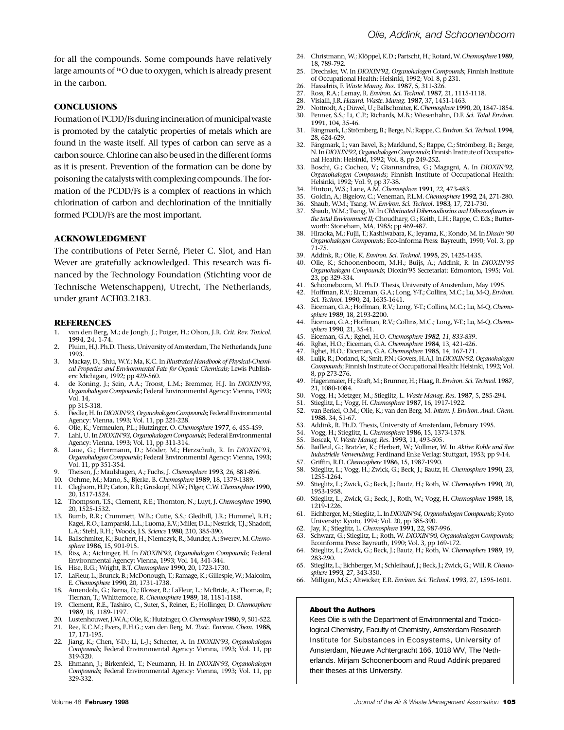for all the compounds. Some compounds have relatively large amounts of $^{16}O$ due to oxygen, which is already present in the carbon.

## CONCLUSIONS

Formation of PCDD/Fs during incineration of municipal waste is promoted by the catalytic properties of metals which are found in the waste itself. All types of carbon can serve as a carbon source. Chlorine can also be used in the different forms as it is present. Prevention of the formation can be done by poisoning the catalysts with complexing compounds. The formation of the PCDD/Fs is a complex of reactions in which chlorination of carbon and dechlorination of the innitially formed PCDD/Fs are the most important.

## ACKNOWLEDGMENT

The contributions of Peter Serné, Pieter C. Slot, and Han Wever are gratefully acknowledged. This research was financed by the Technology Foundation (Stichting voor de Technische Wetenschappen), Utrecht, The Netherlands, under grant ACH03.2183.

## REFERENCES

1. van den Berg, M.; de Jongh, J.; Poiger, H.; Olson, J.R. *Crit. Rev. Toxicol.* **1994**, 24, 1-74.
2. Pluim, H.J. Ph.D. Thesis, University of Amsterdam, The Netherlands, June 1993.
3. Mackay, D.; Shiu, W.Y.; Ma, K.C. In *Illustrated Handbook of Physical-Chemical Properties and Environmental Fate for Organic Chemicals;* Lewis Publishers: Michigan, 1992; pp 429-560.
4. de Koning, J.; Sein, A.A.; Troost, L.M.; Bremmer, H.J. In *DIOXIN'93, Organohalogen Compounds*; Federal Environmental Agency: Vienna, 1993; Vol. 14, pp 315-318.
5. Fiedler, H. In *DIOXIN'93, Organohalogen Compounds*; Federal Environmental Agency: Vienna, 1993; Vol. 11, pp 221-228.
6. Olie, K.; Vermeulen, P.L.; Hutzinger, O. *Chemosphere* **1977**, 6, 455-459.
7. Lahl, U. In *DIOXIN'93, Organohalogen Compounds*; Federal Environmental Agency: Vienna, 1993; Vol. 11, pp 311-314.
8. Laue, G.; Herrmann, D.; Möder, M.; Herzschuh, R. In *DIOXIN'93, Organohalogen Compounds*; Federal Environmental Agency: Vienna, 1993; Vol. 11, pp 351-354.
9. Theisen, J.; Maulshagen, A.; Fuchs, J. *Chemosphere* **1993**, 26, 881-896.
10. Oehme, M.; Mano, S.; Bjerke, B. *Chemosphere* **1989**, 18, 1379-1389.
11. Cleghorn, H.P.; Caton, R.B.; Groskopf, N.W.; Pilger, C.W. *Chemosphere* **1990**, 20, 1517-1524.
12. Thompson, T.S.; Clement, R.E.; Thornton, N.; Luyt, J. *Chemosphere* **1990**, 20, 1525-1532.
13. Bumb, R.R.; Crummett, W.B.; Cutie, S.S.; Gledhill, J.R.; Hummel, R.H.; Kagel, R.O.; Lamparski, L.L.; Luoma, E.V.; Miller, D.L.; Nestrick, T.J.; Shadoff, L.A.; Stehl, R.H.; Woods, J.S. *Science* **1980**, 210, 385-390.
14. Ballschmiter, K.; Buchert, H.; Niemczyk, R.; Munder, A.; Swerev, M. *Chemosphere* **1986**, 15, 901-915.
15. Riss, A.; Aichinger, H. In *DIOXIN'93, Organohalogen Compounds*; Federal Environmental Agency: Vienna, 1993; Vol. 14, 341-344.
16. Hise, R.G.; Wright, B.T. *Chemosphere* **1990**, 20, 1723-1730.
17. LaFleur, L.; Brunck, B.; McDonough, T.; Ramage, K.; Gillespie, W.; Malcolm, E. *Chemosphere* **1990**, 20, 1731-1738.
18. Amendola, G.; Barna, D.; Blosser, R.; LaFleur, L.; McBride, A.; Thomas, F.; Tiernan, T.; Whittemore, R. *Chemosphere* **1989**, 18, 1181-1188.
19. Clement, R.E., Tashiro, C., Suter, S., Reiner, E.; Hollinger, D. *Chemosphere* **1989**, 18, 1189-1197.
20. Lustenhouwer, J.W.A.; Olie, K.; Hutzinger, O. *Chemosphere* **1980**, 9, 501-522.
21. Ree, K.C.M.; Evers, E.H.G.; van den Berg, M. *Toxic. Environ. Chem.* **1988**, 17, 171-195.
22. Jiang, K.; Chen, Y-D.; Li, L-J.; Schecter, A. In *DIOXIN'93, Organohalogen Compounds*; Federal Environmental Agency: Vienna, 1993; Vol. 11, pp 319-320.
23. Ehmann, J.; Birkenfeld, T.; Neumann, H. In *DIOXIN'93, Organohalogen Compounds*; Federal Environmental Agency: Vienna, 1993; Vol. 11, pp 329-332.
24. Christmann, W.; Klöppel, K.D.; Partscht, H.; Rotard, W. *Chemosphere* **1989**, 18, 789-792.
25. Drechsler, W. In *DIOXIN'92, Organohalogen Compounds*; Finnish Institute of Occupational Health: Helsinki, 1992; Vol. 8, p 231.
26. Hasselriis, F. *Waste Manag. Res.* **1987**, 5, 311-326.
27. Ross, R.A.; Lemay, R. *Environ. Sci. Technol.* **1987**, 21, 1115-1118.
28. Visialli, J.R. *Hazard. Waste. Manag.* **1987**, 37, 1451-1463.
29. Nottrodt, A.; Düwel, U.; Ballschmiter, K. *Chemosphere* **1990**, 20, 1847-1854.
30. Penner, S.S.; Li, C.P.; Richards, M.B.; Wiesenhahn, D.F. *Sci. Total Environ.* **1991**, 104, 35-46.
31. Fängmark, I.; Strömberg, B.; Berge, N.; Rappe, C. *Environ. Sci. Technol.* **1994**, 28, 624-629.
32. Fängmark, I.; van Bavel, B.; Marklund, S.; Rappe, C.; Strömberg, B.; Berge, N. In *DIOXIN'92, Organohalogen Compounds*; Finnish Institute of Occupational Health: Helsinki, 1992; Vol. 8, pp 249-252.
33. Boschi, G.; Cocheo, V.; Giannandrea, G.; Magagni, A. In *DIOXIN'92, Organohalogen Compounds*; Finnish Institute of Occupational Health: Helsinki, 1992; Vol. 9, pp 37-38.
34. Hinton, W.S.; Lane, A.M. *Chemosphere* **1991**, 22, 473-483.
35. Goldin, A.; Bigelow, C.; Veneman, P.L.M. *Chemosphere* **1992**, 24, 271-280.
36. Shaub, W.M.; Tsang, W. *Environ. Sci. Technol.* **1983**, 17, 721-730.
37. Shaub, W.M.; Tsang, W. In *Chlorinated Dibenzodioxins and Dibenzofurans in the total Environment II;* Choudhary, G.; Keith, L.H.; Rappe, C. Eds.; Butterworth: Stoneham, MA, 1985; pp 469-487.
38. Hiraoka, M.; Fujii, T.; Kashiwabara, K.; Ieyama, K.; Kondo, M. In *Dioxin '90 Organohalogen Compounds*; Eco-Informa Press: Bayreuth, 1990; Vol. 3, pp 71-75.
39. Addink, R.; Olie, K. *Environ. Sci. Technol.* **1995**, 29, 1425-1435.
40. Olie, K.; Schoonenboom, M.H.; Buijs, A.; Addink, R. In *DIOXIN'95 Organohalogen Compounds*; Dioxin'95 Secretariat: Edmonton, 1995; Vol. 23, pp 329-334.
41. Schooneboom, M. Ph.D. Thesis, University of Amsterdam, May 1995.
42. Hoffman, R.V.; Eiceman, G.A.; Long, Y-T.; Collins, M.C.; Lu, M-Q. *Environ. Sci. Technol.* **1990**, 24, 1635-1641.
43. Eiceman, G.A.; Hoffman, R.V.; Long, Y-T.; Collins, M.C.; Lu, M-Q. *Chemosphere* **1989**, 18, 2193-2200.
44. Eiceman, G.A.; Hoffman, R.V.; Collins, M.C.; Long, Y-T.; Lu, M-Q. *Chemosphere* **1990**, 21, 35-41.
45. Eiceman, G.A.; Rghei, H.O. *Chemosphere 1982, 11, 833-839.*
46. Rghei, H.O.; Eiceman, G.A. *Chemosphere* **1984**, 13, 421-426.
47. Rghei, H.O.; Eiceman, G.A. *Chemosphere* **1985**, 14, 167-171.
48. Luijk, R.; Dorland, K.; Smit, P.N.; Govers, H.A.J. In *DIOXIN'92, Organohalogen Compounds*; Finnish Institute of Occupational Health: Helsinki, 1992; Vol. 8, pp 273-276.
49. Hagenmaier, H.; Kraft, M.; Brunner, H.; Haag, R. *Environ. Sci. Technol.* **1987**, 21, 1080-1084.
50. Vogg, H.; Metzger, M.; Stieglitz, L. *Waste Manag. Res.* **1987**, 5, 285-294.
51. Stieglitz, L.; Vogg, H. *Chemosphere* **1987**, 16, 1917-1922.
52. van Berkel, O.M.; Olie, K.; van den Berg, M. *Intern. J. Environ. Anal. Chem.* **1988**. 34, 51-67.
53. Addink, R. Ph.D. Thesis, University of Amsterdam, February 1995.
54. Vogg, H.; Stieglitz, L. *Chemosphere* **1986**, 15, 1373-1378.
55. Boscak, V. *Waste Manag. Res.* **1993**, 11, 493-505.
56. Bailleul, G.; Bratzler, K.; Herbert, W.; Vollmer, W. In *Aktive Kohle und ihre Industrielle Verwendung*; Ferdinand Enke Verlag: Stuttgart, 1953; pp 9-14.
57. Griffin, R.D. *Chemosphere* **1986**, 15, 1987-1990.
58. Stieglitz, L.; Vogg, H.; Zwick, G.; Beck, J.; Bautz, H. *Chemosphere* **1990**, 23, 1255-1264.
59. Stieglitz, L.; Zwick, G.; Beck, J.; Bautz, H.; Roth, W. *Chemosphere* **1990**, 20, 1953-1958.
60. Stieglitz, L.; Zwick, G.; Beck, J.; Roth, W.; Vogg, H. *Chemosphere* **1989**, 18, 1219-1226.
61. Eichberger, M.; Stieglitz, L. In *DIOXIN'94, Organohalogen Compounds*; Kyoto University: Kyoto, 1994; Vol. 20, pp 385-390.
62. Jay, K.; Stieglitz, L. *Chemosphere* **1991**, 22, 987-996.
63. Schwarz, G.; Stieglitz, L.; Roth, W. *DIOXIN'90, Organohalogen Compounds*; Ecoinforma Press: Bayreuth, 1990; Vol. 3, pp 169-172.
64. Stieglitz, L.; Zwick, G.; Beck, J.; Bautz, H.; Roth, W. *Chemosphere* **1989**, 19, 283-290.
65. Stieglitz, L.; Eichberger, M.; Schleihauf, J.; Beck, J.; Zwick, G.; Will, R. *Chemosphere* **1993**, 27, 343-350.
66. Milligan, M.S.; Altwicker, E.R. *Environ. Sci. Technol.* **1993**, 27, 1595-1601.

### About the Authors

Kees Olie is with the Department of Environmental and Toxicological Chemistry, Faculty of Chemistry, Amsterdam Research Institute for Substances in Ecosystems, University of Amsterdam, Nieuwe Achtergracht 166, 1018 WV, The Netherlands. Mirjam Schoonenboom and Ruud Addink prepared their theses at this University.